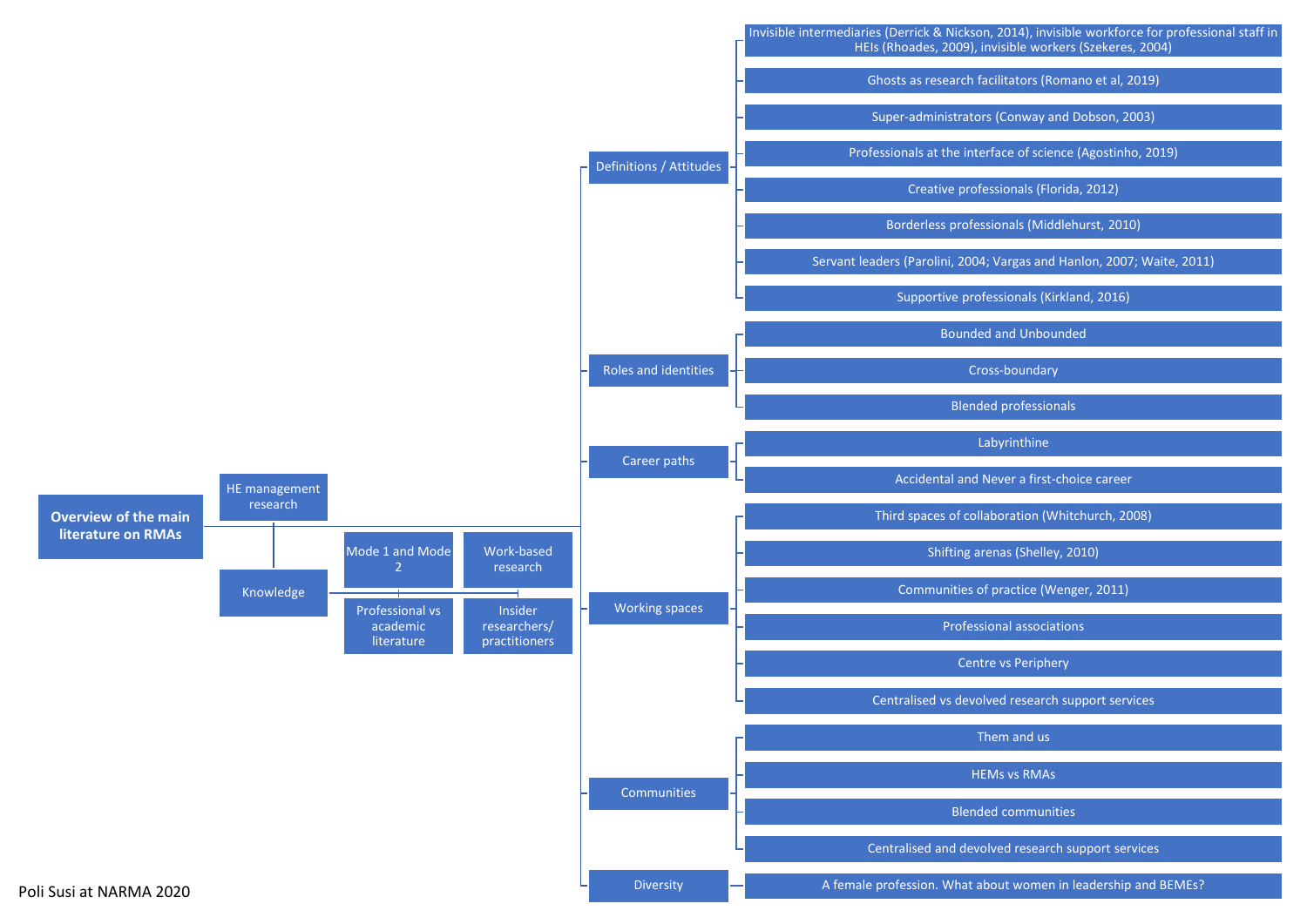# Overview of the main literature on RMAs

- HE management research
- Knowledge
  - Mode 1 and Mode 2
  - Work-based research
  - Professional vs academic literature
  - Insider researchers/ practitioners

## Definitions / Attitudes

- Invisible intermediaries (Derrick & Nickson, 2014), invisible workforce for professional staff in HEIs (Rhoades, 2009), invisible workers (Szekeres, 2004)
- Ghosts as research facilitators (Romano et al, 2019)
- Super-administrators (Conway and Dobson, 2003)
- Professionals at the interface of science (Agostinho, 2019)
- Creative professionals (Florida, 2012)
- Borderless professionals (Middlehurst, 2010)
- Servant leaders (Parolini, 2004; Vargas and Hanlon, 2007; Waite, 2011)
- Supportive professionals (Kirkland, 2016)

## Roles and identities

- Bounded and Unbounded
- Cross-boundary
- Blended professionals

## Career paths

- Labyrinthine
- Accidental and Never a first-choice career

## Working spaces

- Third spaces of collaboration (Whitchurch, 2008)
- Shifting arenas (Shelley, 2010)
- Communities of practice (Wenger, 2011)
- Professional associations
- Centre vs Periphery
- Centralised vs devolved research support services

## Communities

- Them and us
- HEMs vs RMAs
- Blended communities
- Centralised and devolved research support services

## Diversity

- A female profession. What about women in leadership and BEMEs?

Poli Susi at NARMA 2020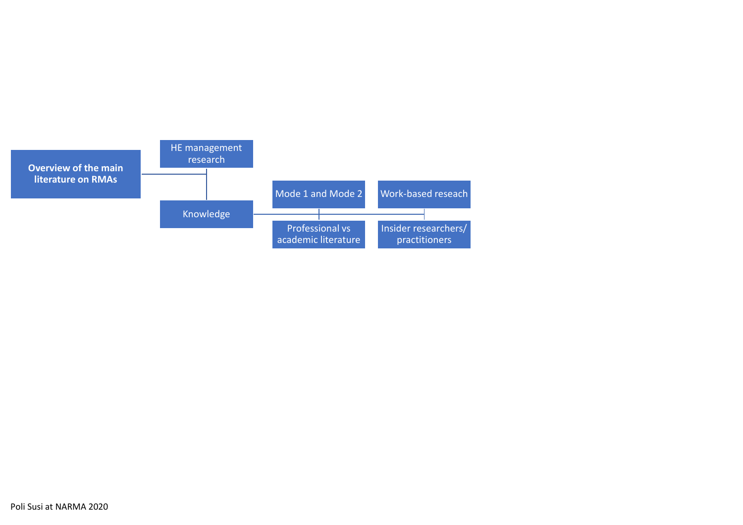**Overview of the main literature on RMAs**

- HE management research
- Knowledge
  - Mode 1 and Mode 2
  - Professional vs academic literature
  - Work-based reseach
  - Insider researchers/ practitioners

Poli Susi at NARMA 2020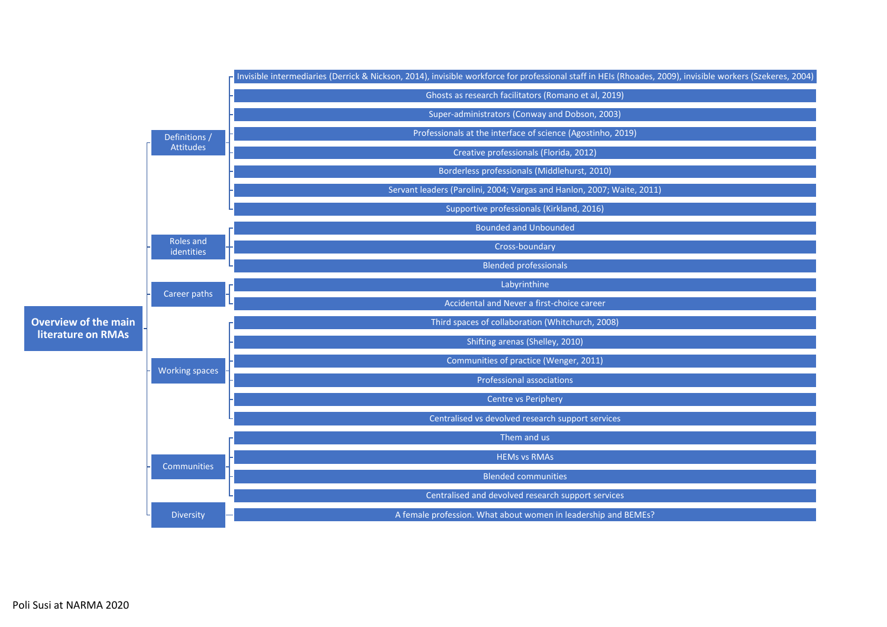# Overview of the main literature on RMAs

- **Definitions / Attitudes**
  - Invisible intermediaries (Derrick & Nickson, 2014), invisible workforce for professional staff in HEIs (Rhoades, 2009), invisible workers (Szekeres, 2004)
  - Ghosts as research facilitators (Romano et al, 2019)
  - Super-administrators (Conway and Dobson, 2003)
  - Professionals at the interface of science (Agostinho, 2019)
  - Creative professionals (Florida, 2012)
  - Borderless professionals (Middlehurst, 2010)
  - Servant leaders (Parolini, 2004; Vargas and Hanlon, 2007; Waite, 2011)
  - Supportive professionals (Kirkland, 2016)
- **Roles and identities**
  - Bounded and Unbounded
  - Cross-boundary
  - Blended professionals
- **Career paths**
  - Labyrinthine
  - Accidental and Never a first-choice career
- **Working spaces**
  - Third spaces of collaboration (Whitchurch, 2008)
  - Shifting arenas (Shelley, 2010)
  - Communities of practice (Wenger, 2011)
  - Professional associations
  - Centre vs Periphery
  - Centralised vs devolved research support services
- **Communities**
  - Them and us
  - HEMs vs RMAs
  - Blended communities
  - Centralised and devolved research support services
- **Diversity**
  - A female profession. What about women in leadership and BEMEs?

Poli Susi at NARMA 2020